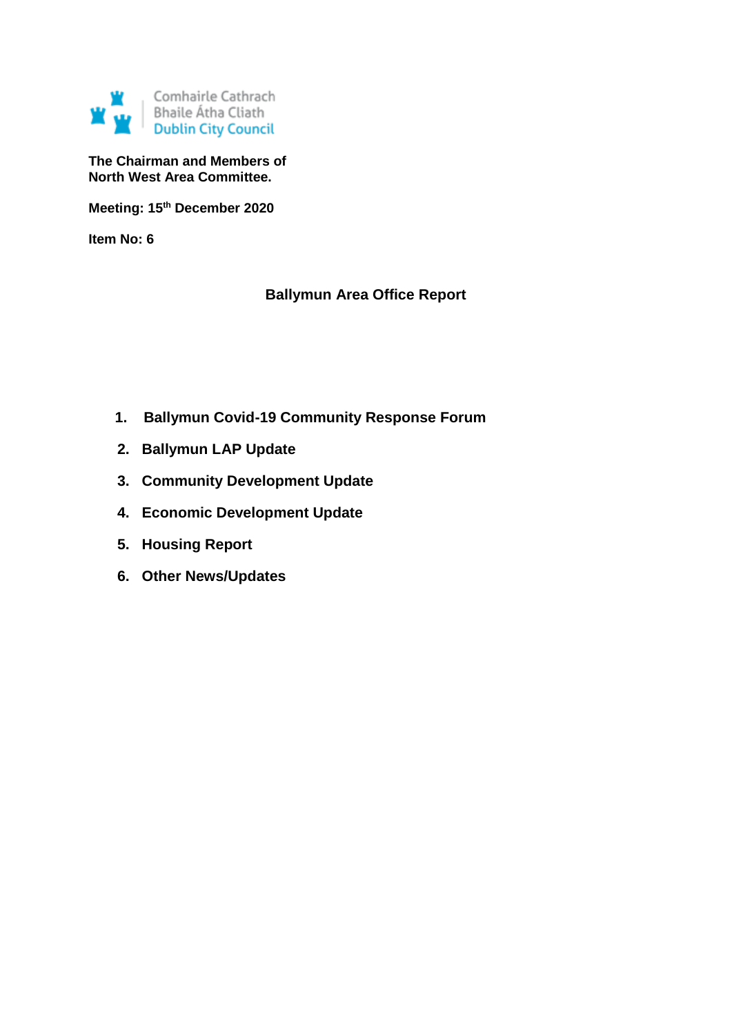Comhairle Cathrach
Bhaile Átha Cliath
Dublin City Council

**The Chairman and Members of**
**North West Area Committee.**

**Meeting: 15th December 2020**

**Item No: 6**

# Ballymun Area Office Report

1. **Ballymun Covid-19 Community Response Forum**
2. **Ballymun LAP Update**
3. **Community Development Update**
4. **Economic Development Update**
5. **Housing Report**
6. **Other News/Updates**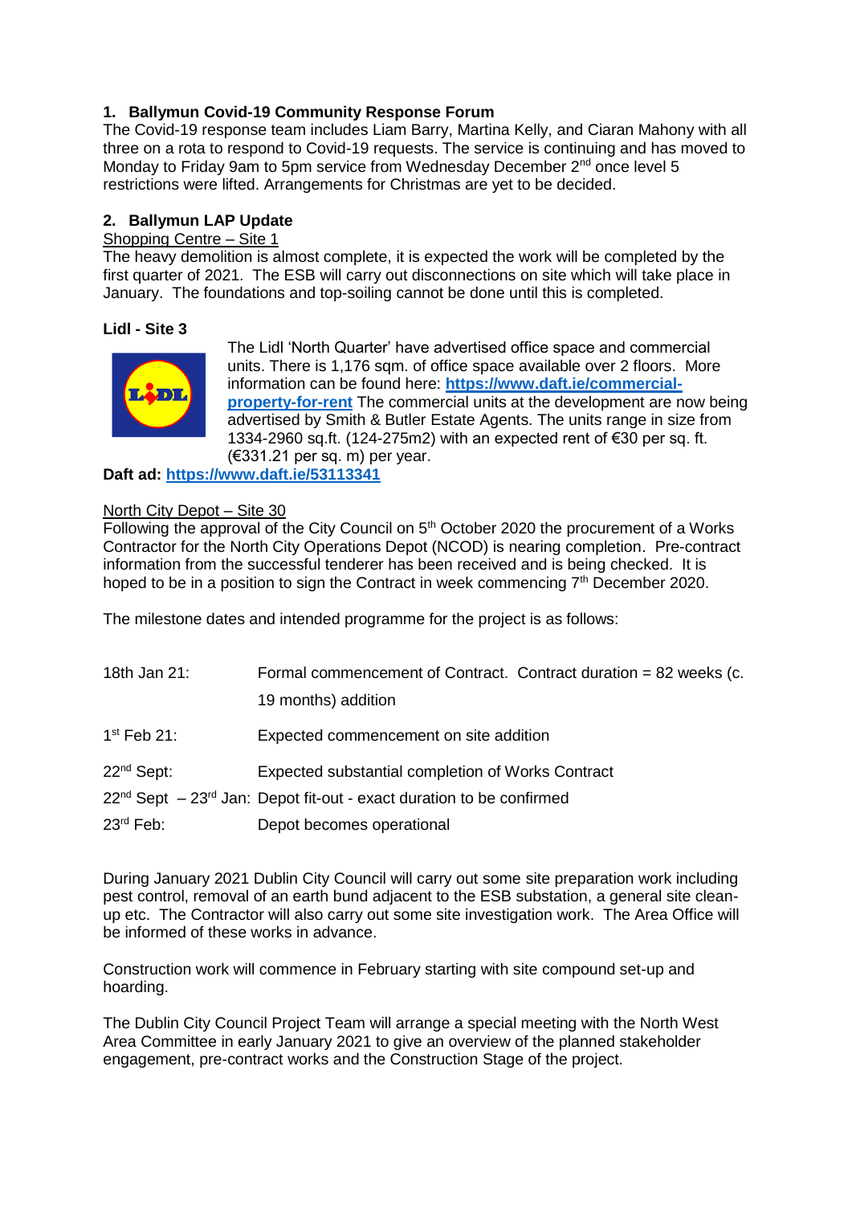## 1. Ballymun Covid-19 Community Response Forum

The Covid-19 response team includes Liam Barry, Martina Kelly, and Ciaran Mahony with all three on a rota to respond to Covid-19 requests. The service is continuing and has moved to Monday to Friday 9am to 5pm service from Wednesday December 2nd once level 5 restrictions were lifted. Arrangements for Christmas are yet to be decided.

## 2. Ballymun LAP Update

Shopping Centre – Site 1

The heavy demolition is almost complete, it is expected the work will be completed by the first quarter of 2021. The ESB will carry out disconnections on site which will take place in January. The foundations and top-soiling cannot be done until this is completed.

**Lidl - Site 3**

The Lidl 'North Quarter' have advertised office space and commercial units. There is 1,176 sqm. of office space available over 2 floors. More information can be found here: **https://www.daft.ie/commercial-property-for-rent** The commercial units at the development are now being advertised by Smith & Butler Estate Agents. The units range in size from 1334-2960 sq.ft. (124-275m2) with an expected rent of €30 per sq. ft. (€331.21 per sq. m) per year.

**Daft ad: https://www.daft.ie/53113341**

North City Depot – Site 30

Following the approval of the City Council on 5th October 2020 the procurement of a Works Contractor for the North City Operations Depot (NCOD) is nearing completion. Pre-contract information from the successful tenderer has been received and is being checked. It is hoped to be in a position to sign the Contract in week commencing 7th December 2020.

The milestone dates and intended programme for the project is as follows:

| | |
|---|---|
| 18th Jan 21: | Formal commencement of Contract. Contract duration = 82 weeks (c. 19 months) addition |
| 1st Feb 21: | Expected commencement on site addition |
| 22nd Sept: | Expected substantial completion of Works Contract |
| 22nd Sept – 23rd Jan: | Depot fit-out - exact duration to be confirmed |
| 23rd Feb: | Depot becomes operational |

During January 2021 Dublin City Council will carry out some site preparation work including pest control, removal of an earth bund adjacent to the ESB substation, a general site clean-up etc. The Contractor will also carry out some site investigation work. The Area Office will be informed of these works in advance.

Construction work will commence in February starting with site compound set-up and hoarding.

The Dublin City Council Project Team will arrange a special meeting with the North West Area Committee in early January 2021 to give an overview of the planned stakeholder engagement, pre-contract works and the Construction Stage of the project.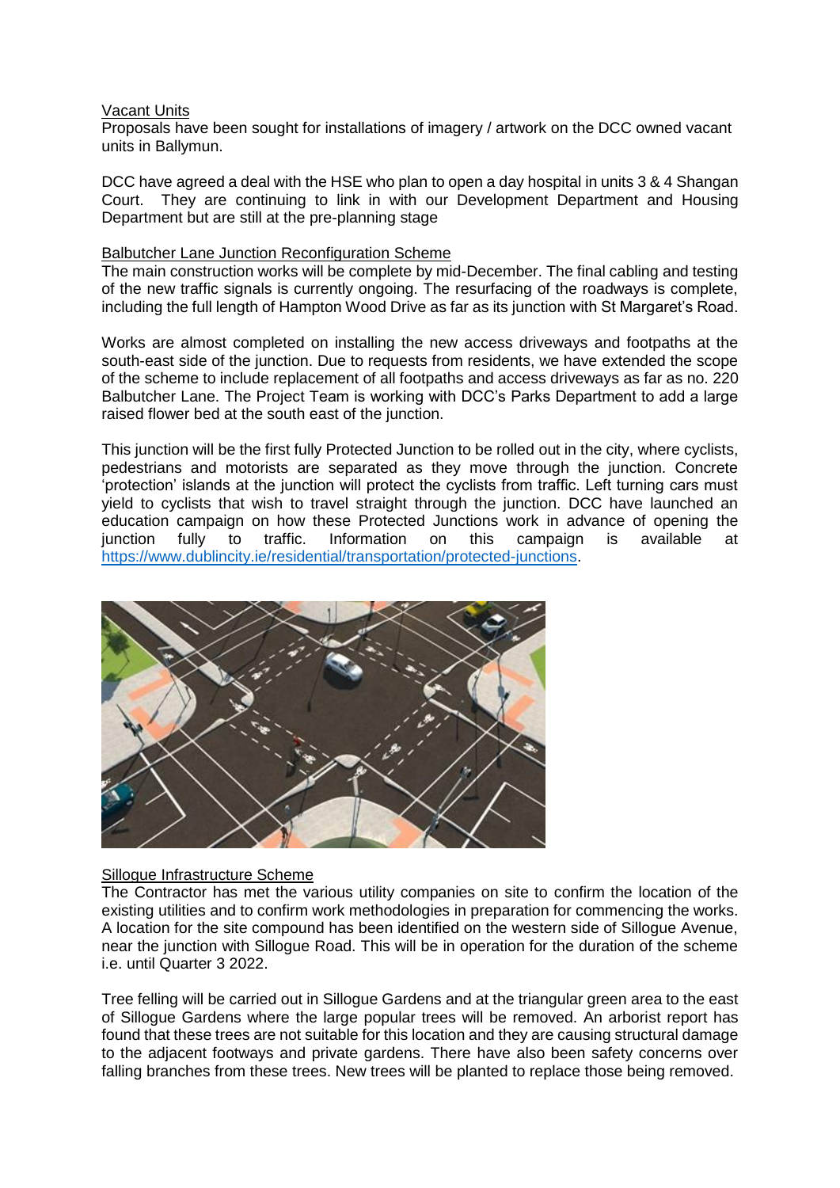<u>Vacant Units</u>

Proposals have been sought for installations of imagery / artwork on the DCC owned vacant units in Ballymun.

DCC have agreed a deal with the HSE who plan to open a day hospital in units 3 & 4 Shangan Court. They are continuing to link in with our Development Department and Housing Department but are still at the pre-planning stage

<u>Balbutcher Lane Junction Reconfiguration Scheme</u>

The main construction works will be complete by mid-December. The final cabling and testing of the new traffic signals is currently ongoing. The resurfacing of the roadways is complete, including the full length of Hampton Wood Drive as far as its junction with St Margaret's Road.

Works are almost completed on installing the new access driveways and footpaths at the south-east side of the junction. Due to requests from residents, we have extended the scope of the scheme to include replacement of all footpaths and access driveways as far as no. 220 Balbutcher Lane. The Project Team is working with DCC's Parks Department to add a large raised flower bed at the south east of the junction.

This junction will be the first fully Protected Junction to be rolled out in the city, where cyclists, pedestrians and motorists are separated as they move through the junction. Concrete 'protection' islands at the junction will protect the cyclists from traffic. Left turning cars must yield to cyclists that wish to travel straight through the junction. DCC have launched an education campaign on how these Protected Junctions work in advance of opening the junction fully to traffic. Information on this campaign is available at https://www.dublincity.ie/residential/transportation/protected-junctions.

<u>Sillogue Infrastructure Scheme</u>

The Contractor has met the various utility companies on site to confirm the location of the existing utilities and to confirm work methodologies in preparation for commencing the works. A location for the site compound has been identified on the western side of Sillogue Avenue, near the junction with Sillogue Road. This will be in operation for the duration of the scheme i.e. until Quarter 3 2022.

Tree felling will be carried out in Sillogue Gardens and at the triangular green area to the east of Sillogue Gardens where the large popular trees will be removed. An arborist report has found that these trees are not suitable for this location and they are causing structural damage to the adjacent footways and private gardens. There have also been safety concerns over falling branches from these trees. New trees will be planted to replace those being removed.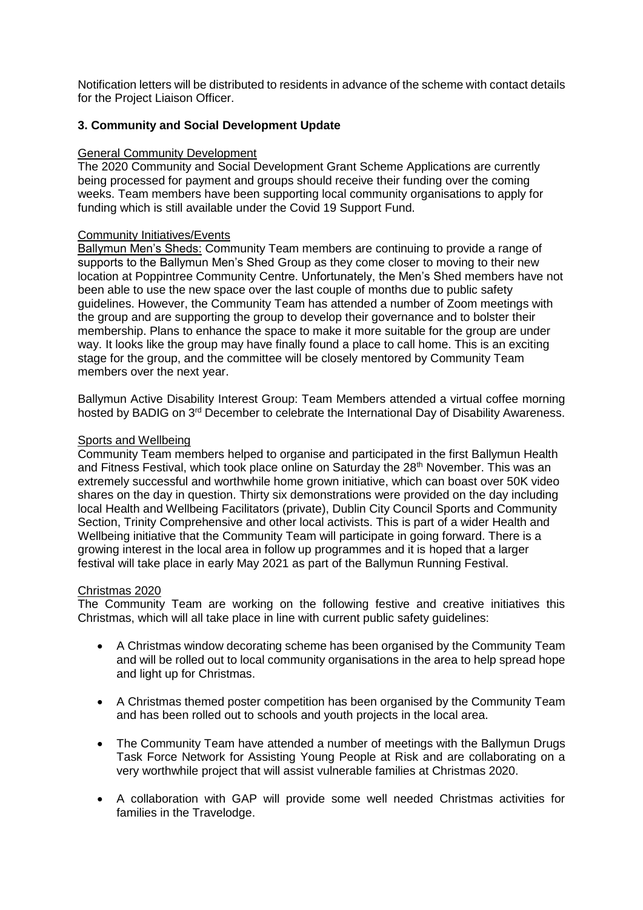Notification letters will be distributed to residents in advance of the scheme with contact details for the Project Liaison Officer.

### 3. Community and Social Development Update

General Community Development

The 2020 Community and Social Development Grant Scheme Applications are currently being processed for payment and groups should receive their funding over the coming weeks. Team members have been supporting local community organisations to apply for funding which is still available under the Covid 19 Support Fund.

Community Initiatives/Events

Ballymun Men's Sheds: Community Team members are continuing to provide a range of supports to the Ballymun Men's Shed Group as they come closer to moving to their new location at Poppintree Community Centre. Unfortunately, the Men's Shed members have not been able to use the new space over the last couple of months due to public safety guidelines. However, the Community Team has attended a number of Zoom meetings with the group and are supporting the group to develop their governance and to bolster their membership. Plans to enhance the space to make it more suitable for the group are under way. It looks like the group may have finally found a place to call home. This is an exciting stage for the group, and the committee will be closely mentored by Community Team members over the next year.

Ballymun Active Disability Interest Group: Team Members attended a virtual coffee morning hosted by BADIG on 3rd December to celebrate the International Day of Disability Awareness.

Sports and Wellbeing

Community Team members helped to organise and participated in the first Ballymun Health and Fitness Festival, which took place online on Saturday the 28th November. This was an extremely successful and worthwhile home grown initiative, which can boast over 50K video shares on the day in question. Thirty six demonstrations were provided on the day including local Health and Wellbeing Facilitators (private), Dublin City Council Sports and Community Section, Trinity Comprehensive and other local activists. This is part of a wider Health and Wellbeing initiative that the Community Team will participate in going forward. There is a growing interest in the local area in follow up programmes and it is hoped that a larger festival will take place in early May 2021 as part of the Ballymun Running Festival.

Christmas 2020

The Community Team are working on the following festive and creative initiatives this Christmas, which will all take place in line with current public safety guidelines:

- A Christmas window decorating scheme has been organised by the Community Team and will be rolled out to local community organisations in the area to help spread hope and light up for Christmas.
- A Christmas themed poster competition has been organised by the Community Team and has been rolled out to schools and youth projects in the local area.
- The Community Team have attended a number of meetings with the Ballymun Drugs Task Force Network for Assisting Young People at Risk and are collaborating on a very worthwhile project that will assist vulnerable families at Christmas 2020.
- A collaboration with GAP will provide some well needed Christmas activities for families in the Travelodge.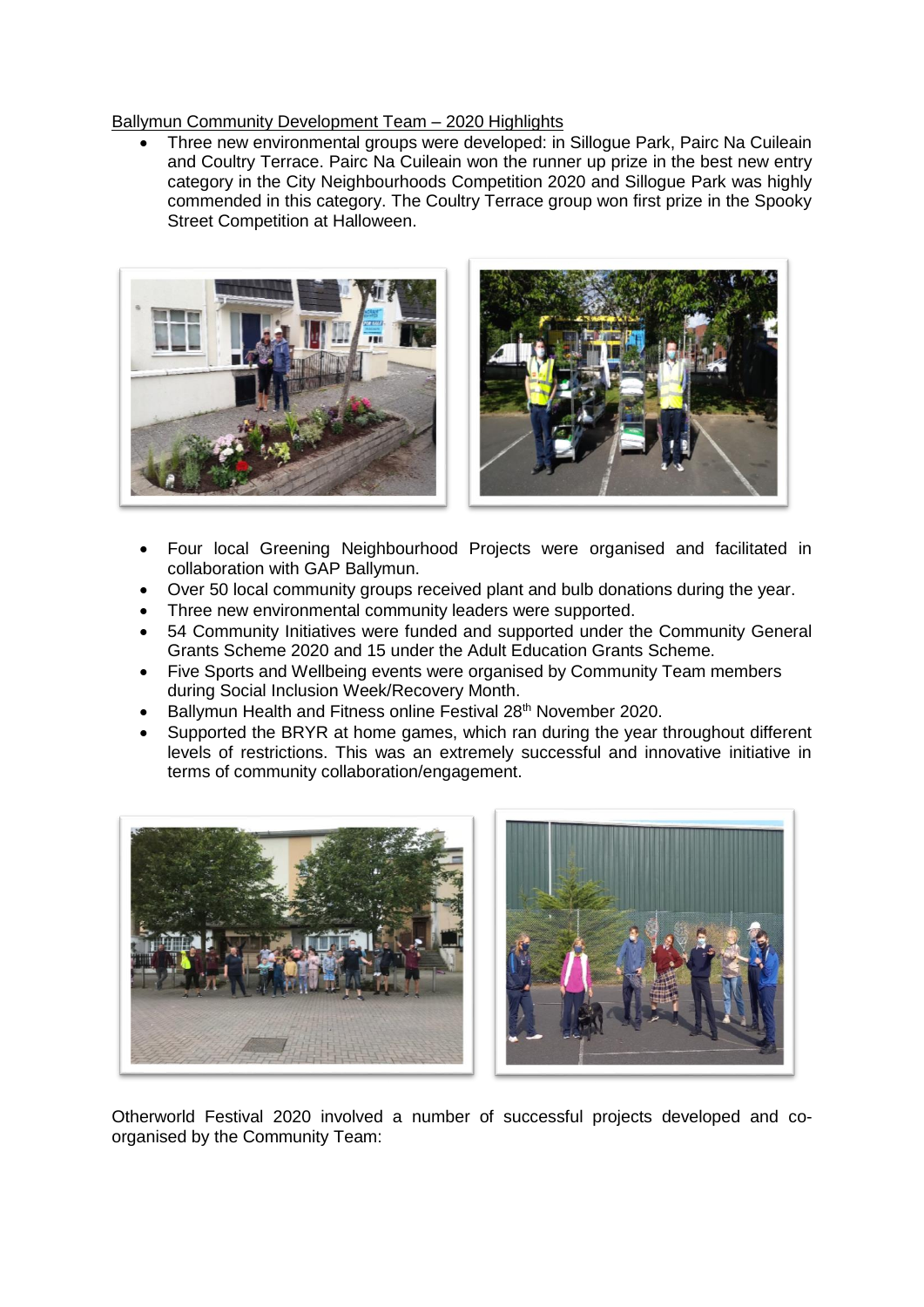Ballymun Community Development Team – 2020 Highlights

- Three new environmental groups were developed: in Sillogue Park, Pairc Na Cuileain and Coultry Terrace. Pairc Na Cuileain won the runner up prize in the best new entry category in the City Neighbourhoods Competition 2020 and Sillogue Park was highly commended in this category. The Coultry Terrace group won first prize in the Spooky Street Competition at Halloween.

- Four local Greening Neighbourhood Projects were organised and facilitated in collaboration with GAP Ballymun.
- Over 50 local community groups received plant and bulb donations during the year.
- Three new environmental community leaders were supported.
- 54 Community Initiatives were funded and supported under the Community General Grants Scheme 2020 and 15 under the Adult Education Grants Scheme.
- Five Sports and Wellbeing events were organised by Community Team members during Social Inclusion Week/Recovery Month.
- Ballymun Health and Fitness online Festival 28th November 2020.
- Supported the BRYR at home games, which ran during the year throughout different levels of restrictions. This was an extremely successful and innovative initiative in terms of community collaboration/engagement.

Otherworld Festival 2020 involved a number of successful projects developed and co-organised by the Community Team: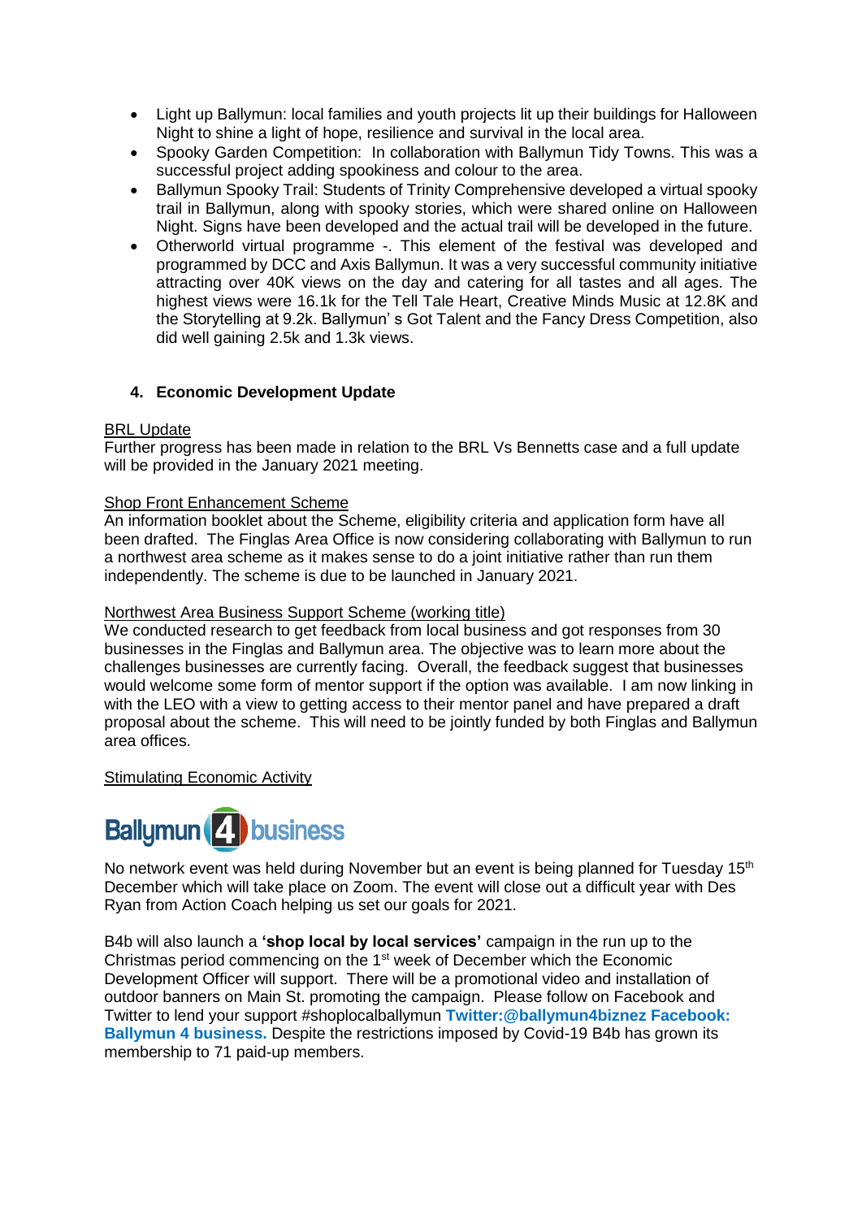- Light up Ballymun: local families and youth projects lit up their buildings for Halloween Night to shine a light of hope, resilience and survival in the local area.
- Spooky Garden Competition: In collaboration with Ballymun Tidy Towns. This was a successful project adding spookiness and colour to the area.
- Ballymun Spooky Trail: Students of Trinity Comprehensive developed a virtual spooky trail in Ballymun, along with spooky stories, which were shared online on Halloween Night. Signs have been developed and the actual trail will be developed in the future.
- Otherworld virtual programme -. This element of the festival was developed and programmed by DCC and Axis Ballymun. It was a very successful community initiative attracting over 40K views on the day and catering for all tastes and all ages. The highest views were 16.1k for the Tell Tale Heart, Creative Minds Music at 12.8K and the Storytelling at 9.2k. Ballymun' s Got Talent and the Fancy Dress Competition, also did well gaining 2.5k and 1.3k views.

## 4. Economic Development Update

BRL Update

Further progress has been made in relation to the BRL Vs Bennetts case and a full update will be provided in the January 2021 meeting.

Shop Front Enhancement Scheme

An information booklet about the Scheme, eligibility criteria and application form have all been drafted. The Finglas Area Office is now considering collaborating with Ballymun to run a northwest area scheme as it makes sense to do a joint initiative rather than run them independently. The scheme is due to be launched in January 2021.

Northwest Area Business Support Scheme (working title)

We conducted research to get feedback from local business and got responses from 30 businesses in the Finglas and Ballymun area. The objective was to learn more about the challenges businesses are currently facing. Overall, the feedback suggest that businesses would welcome some form of mentor support if the option was available. I am now linking in with the LEO with a view to getting access to their mentor panel and have prepared a draft proposal about the scheme. This will need to be jointly funded by both Finglas and Ballymun area offices.

Stimulating Economic Activity

Ballymun 4 business

No network event was held during November but an event is being planned for Tuesday 15th December which will take place on Zoom. The event will close out a difficult year with Des Ryan from Action Coach helping us set our goals for 2021.

B4b will also launch a **'shop local by local services'** campaign in the run up to the Christmas period commencing on the 1st week of December which the Economic Development Officer will support. There will be a promotional video and installation of outdoor banners on Main St. promoting the campaign. Please follow on Facebook and Twitter to lend your support #shoplocalballymun **Twitter:@ballymun4biznez Facebook: Ballymun 4 business.** Despite the restrictions imposed by Covid-19 B4b has grown its membership to 71 paid-up members.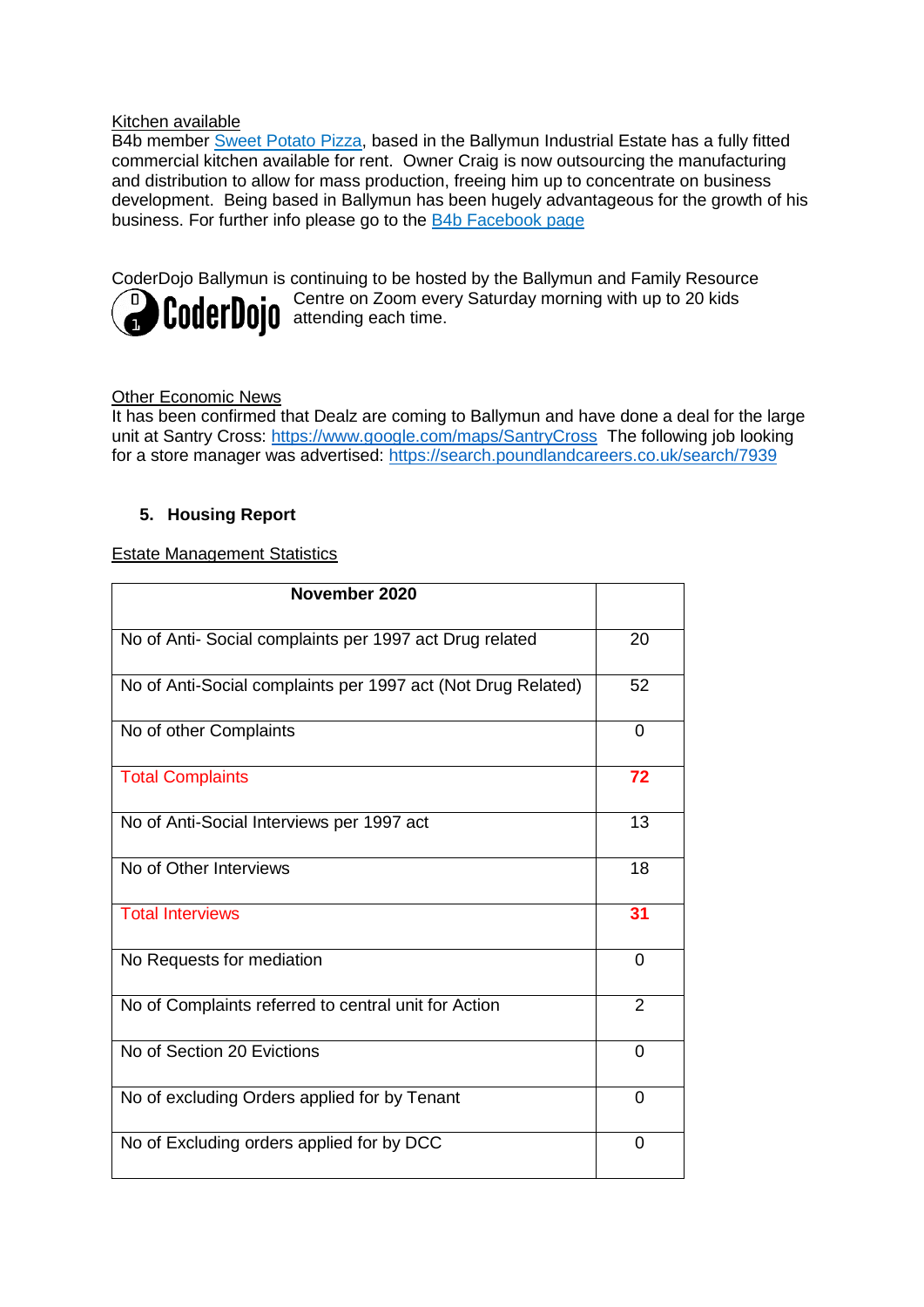Kitchen available

B4b member [Sweet Potato Pizza](), based in the Ballymun Industrial Estate has a fully fitted commercial kitchen available for rent. Owner Craig is now outsourcing the manufacturing and distribution to allow for mass production, freeing him up to concentrate on business development. Being based in Ballymun has been hugely advantageous for the growth of his business. For further info please go to the [B4b Facebook page]()

CoderDojo Ballymun is continuing to be hosted by the Ballymun and Family Resource Centre on Zoom every Saturday morning with up to 20 kids attending each time.

Other Economic News

It has been confirmed that Dealz are coming to Ballymun and have done a deal for the large unit at Santry Cross: https://www.google.com/maps/SantryCross The following job looking for a store manager was advertised: https://search.poundlandcareers.co.uk/search/7939

## 5. Housing Report

Estate Management Statistics

| November 2020 | |
|---|---|
| No of Anti- Social complaints per 1997 act Drug related | 20 |
| No of Anti-Social complaints per 1997 act (Not Drug Related) | 52 |
| No of other Complaints | 0 |
| Total Complaints | **72** |
| No of Anti-Social Interviews per 1997 act | 13 |
| No of Other Interviews | 18 |
| Total Interviews | **31** |
| No Requests for mediation | 0 |
| No of Complaints referred to central unit for Action | 2 |
| No of Section 20 Evictions | 0 |
| No of excluding Orders applied for by Tenant | 0 |
| No of Excluding orders applied for by DCC | 0 |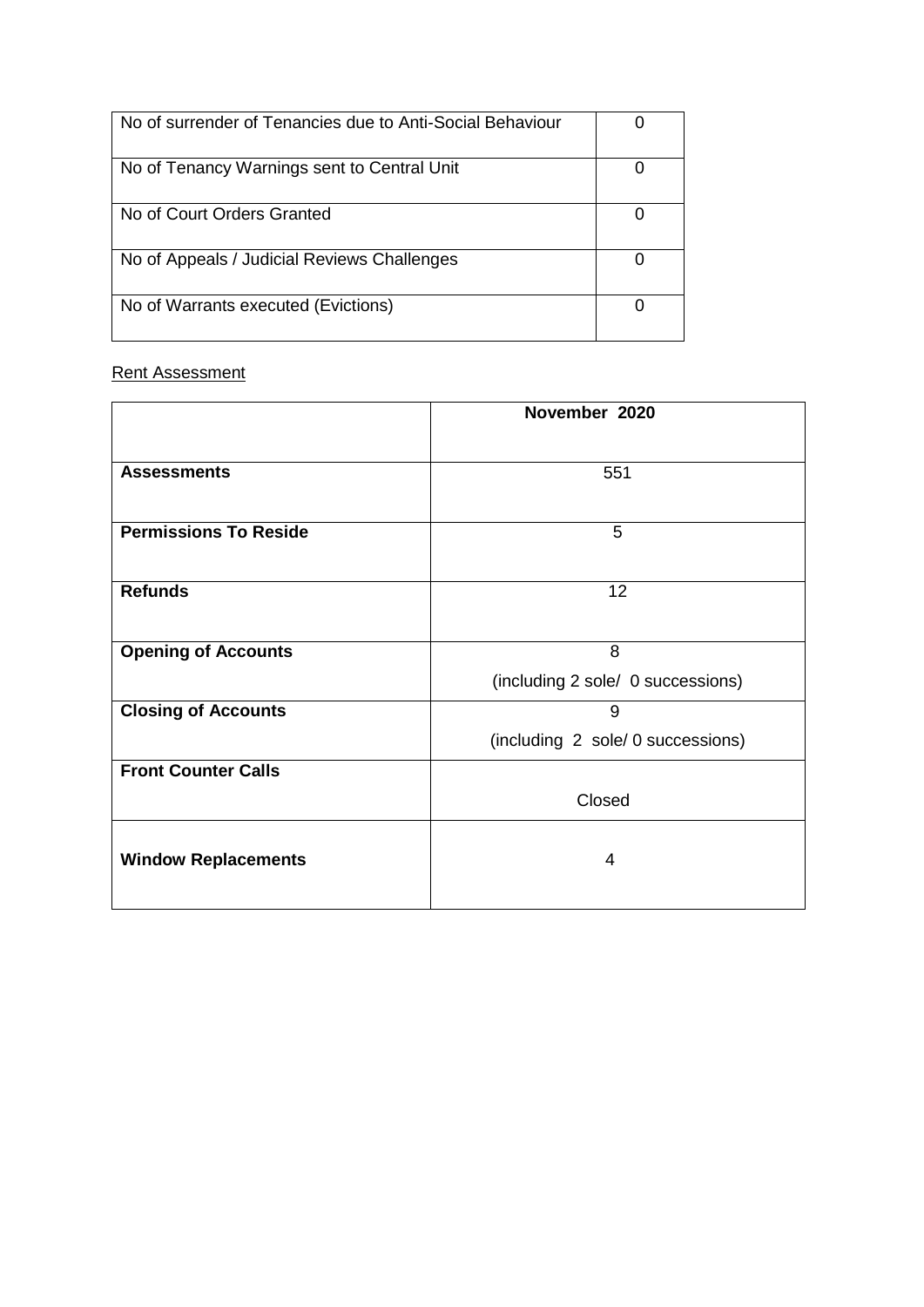| No of surrender of Tenancies due to Anti-Social Behaviour | 0 |
|---|---|
| No of Tenancy Warnings sent to Central Unit | 0 |
| No of Court Orders Granted | 0 |
| No of Appeals / Judicial Reviews Challenges | 0 |
| No of Warrants executed (Evictions) | 0 |

Rent Assessment

| | **November 2020** |
|---|---|
| **Assessments** | 551 |
| **Permissions To Reside** | 5 |
| **Refunds** | 12 |
| **Opening of Accounts** | 8 (including 2 sole/ 0 successions) |
| **Closing of Accounts** | 9 (including 2 sole/ 0 successions) |
| **Front Counter Calls** | Closed |
| **Window Replacements** | 4 |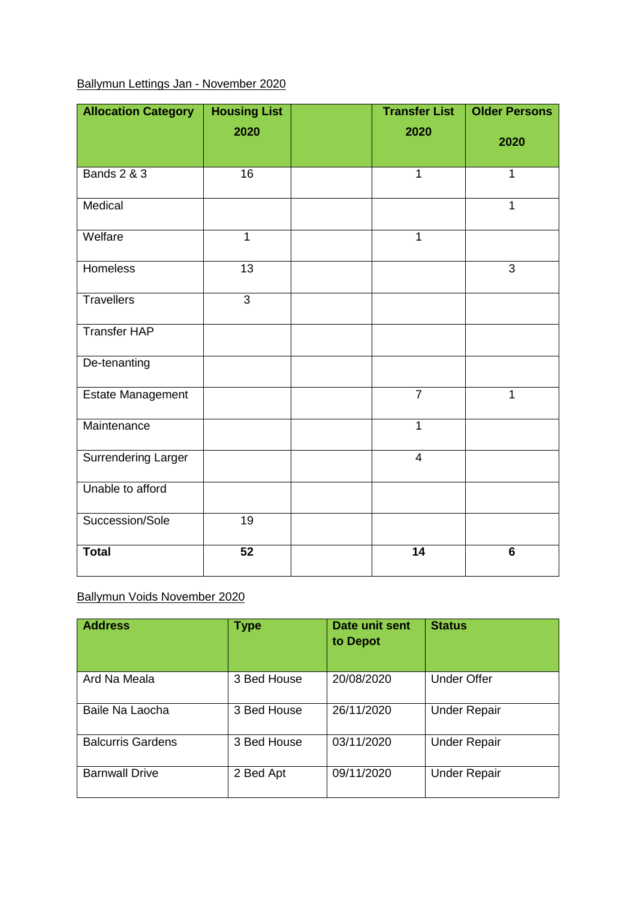Ballymun Lettings Jan - November 2020

| Allocation Category | Housing List 2020 | | Transfer List 2020 | Older Persons 2020 |
|---|---|---|---|---|
| Bands 2 & 3 | 16 | | 1 | 1 |
| Medical | | | | 1 |
| Welfare | 1 | | 1 | |
| Homeless | 13 | | | 3 |
| Travellers | 3 | | | |
| Transfer HAP | | | | |
| De-tenanting | | | | |
| Estate Management | | | 7 | 1 |
| Maintenance | | | 1 | |
| Surrendering Larger | | | 4 | |
| Unable to afford | | | | |
| Succession/Sole | 19 | | | |
| **Total** | **52** | | **14** | **6** |

Ballymun Voids November 2020

| Address | Type | Date unit sent to Depot | Status |
|---|---|---|---|
| Ard Na Meala | 3 Bed House | 20/08/2020 | Under Offer |
| Baile Na Laocha | 3 Bed House | 26/11/2020 | Under Repair |
| Balcurris Gardens | 3 Bed House | 03/11/2020 | Under Repair |
| Barnwall Drive | 2 Bed Apt | 09/11/2020 | Under Repair |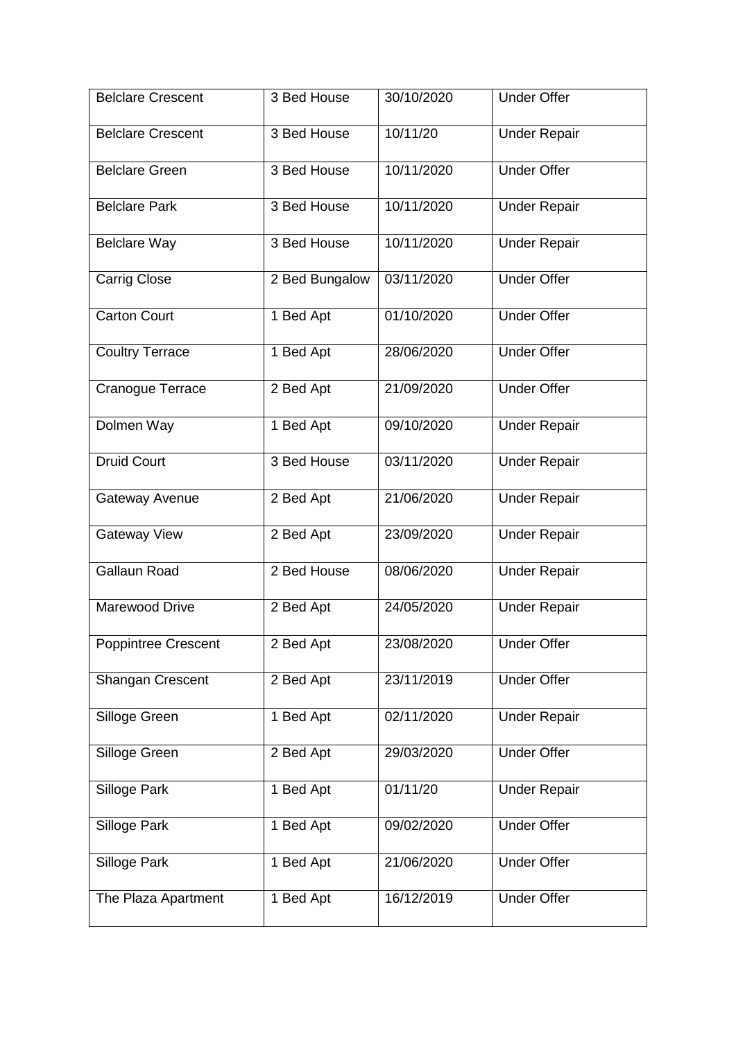| Belclare Crescent | 3 Bed House | 30/10/2020 | Under Offer |
|---|---|---|---|
| Belclare Crescent | 3 Bed House | 10/11/20 | Under Repair |
| Belclare Green | 3 Bed House | 10/11/2020 | Under Offer |
| Belclare Park | 3 Bed House | 10/11/2020 | Under Repair |
| Belclare Way | 3 Bed House | 10/11/2020 | Under Repair |
| Carrig Close | 2 Bed Bungalow | 03/11/2020 | Under Offer |
| Carton Court | 1 Bed Apt | 01/10/2020 | Under Offer |
| Coultry Terrace | 1 Bed Apt | 28/06/2020 | Under Offer |
| Cranogue Terrace | 2 Bed Apt | 21/09/2020 | Under Offer |
| Dolmen Way | 1 Bed Apt | 09/10/2020 | Under Repair |
| Druid Court | 3 Bed House | 03/11/2020 | Under Repair |
| Gateway Avenue | 2 Bed Apt | 21/06/2020 | Under Repair |
| Gateway View | 2 Bed Apt | 23/09/2020 | Under Repair |
| Gallaun Road | 2 Bed House | 08/06/2020 | Under Repair |
| Marewood Drive | 2 Bed Apt | 24/05/2020 | Under Repair |
| Poppintree Crescent | 2 Bed Apt | 23/08/2020 | Under Offer |
| Shangan Crescent | 2 Bed Apt | 23/11/2019 | Under Offer |
| Silloge Green | 1 Bed Apt | 02/11/2020 | Under Repair |
| Silloge Green | 2 Bed Apt | 29/03/2020 | Under Offer |
| Silloge Park | 1 Bed Apt | 01/11/20 | Under Repair |
| Silloge Park | 1 Bed Apt | 09/02/2020 | Under Offer |
| Silloge Park | 1 Bed Apt | 21/06/2020 | Under Offer |
| The Plaza Apartment | 1 Bed Apt | 16/12/2019 | Under Offer |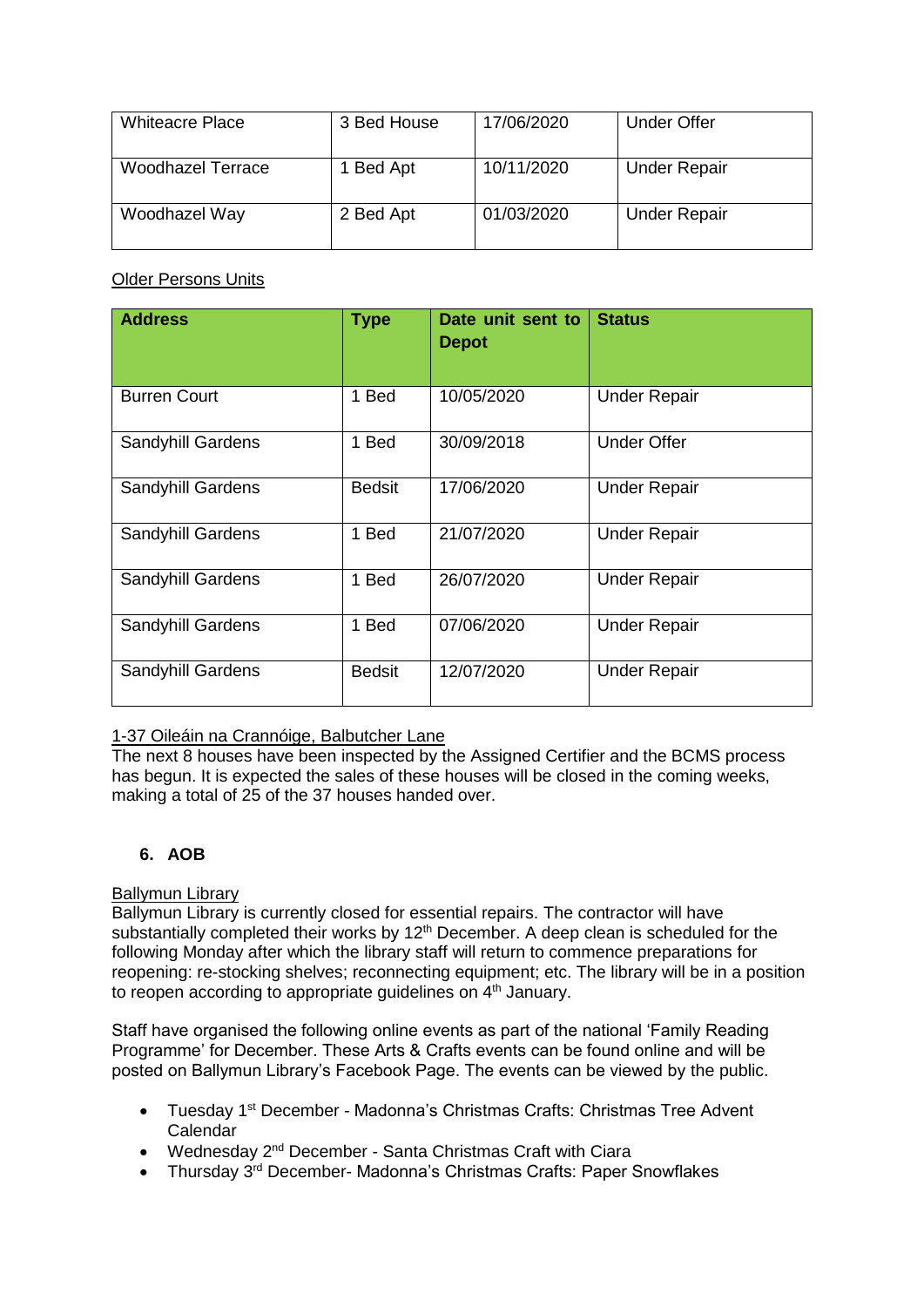| Whiteacre Place | 3 Bed House | 17/06/2020 | Under Offer |
|---|---|---|---|
| Woodhazel Terrace | 1 Bed Apt | 10/11/2020 | Under Repair |
| Woodhazel Way | 2 Bed Apt | 01/03/2020 | Under Repair |

Older Persons Units

| Address | Type | Date unit sent to Depot | Status |
|---|---|---|---|
| Burren Court | 1 Bed | 10/05/2020 | Under Repair |
| Sandyhill Gardens | 1 Bed | 30/09/2018 | Under Offer |
| Sandyhill Gardens | Bedsit | 17/06/2020 | Under Repair |
| Sandyhill Gardens | 1 Bed | 21/07/2020 | Under Repair |
| Sandyhill Gardens | 1 Bed | 26/07/2020 | Under Repair |
| Sandyhill Gardens | 1 Bed | 07/06/2020 | Under Repair |
| Sandyhill Gardens | Bedsit | 12/07/2020 | Under Repair |

1-37 Oileáin na Crannóige, Balbutcher Lane

The next 8 houses have been inspected by the Assigned Certifier and the BCMS process has begun. It is expected the sales of these houses will be closed in the coming weeks, making a total of 25 of the 37 houses handed over.

## 6. AOB

Ballymun Library

Ballymun Library is currently closed for essential repairs. The contractor will have substantially completed their works by 12th December. A deep clean is scheduled for the following Monday after which the library staff will return to commence preparations for reopening: re-stocking shelves; reconnecting equipment; etc. The library will be in a position to reopen according to appropriate guidelines on 4th January.

Staff have organised the following online events as part of the national 'Family Reading Programme' for December. These Arts & Crafts events can be found online and will be posted on Ballymun Library's Facebook Page. The events can be viewed by the public.

- Tuesday 1st December - Madonna's Christmas Crafts: Christmas Tree Advent Calendar
- Wednesday 2nd December - Santa Christmas Craft with Ciara
- Thursday 3rd December- Madonna's Christmas Crafts: Paper Snowflakes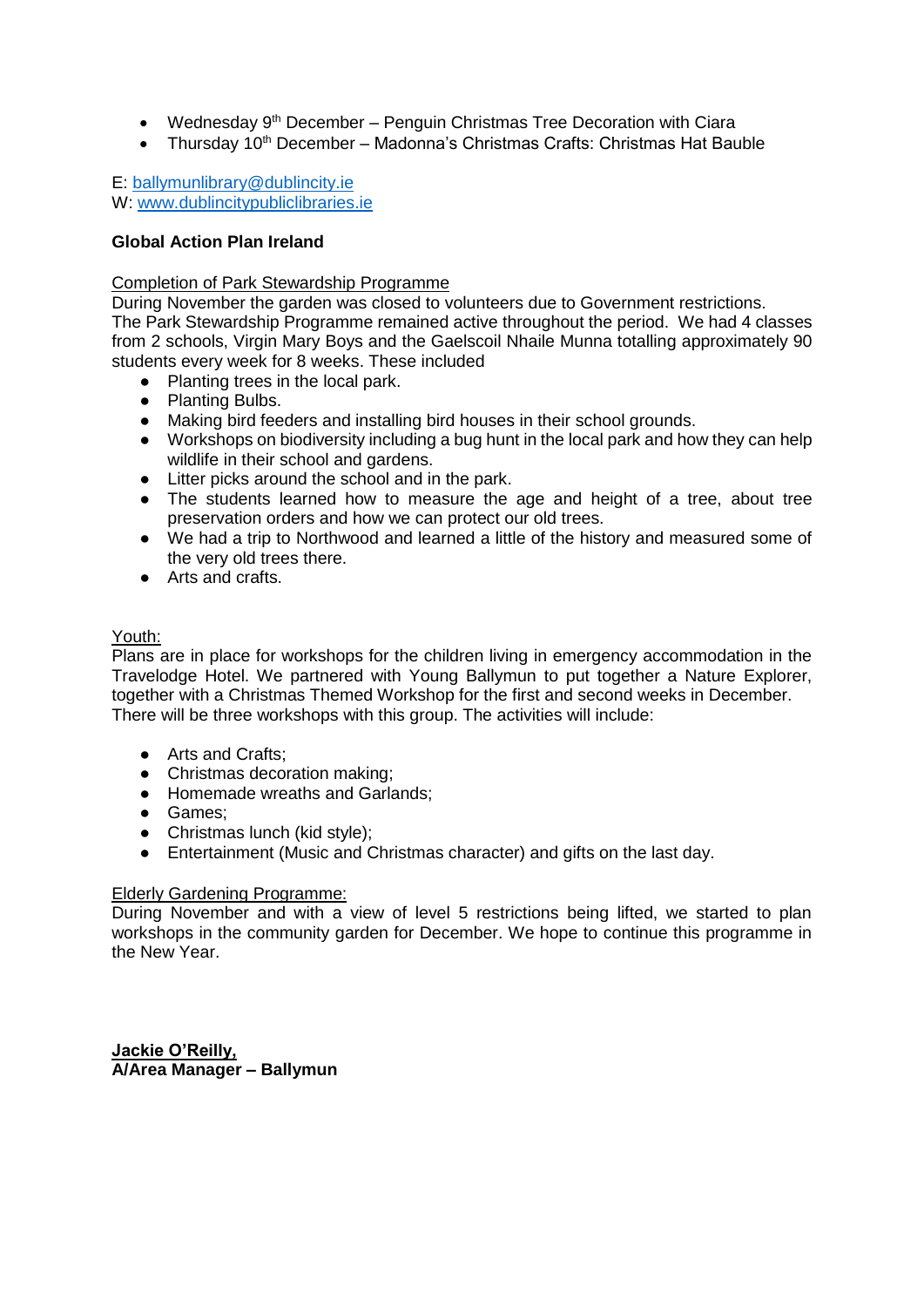- Wednesday 9th December – Penguin Christmas Tree Decoration with Ciara
- Thursday 10th December – Madonna's Christmas Crafts: Christmas Hat Bauble

E: ballymunlibrary@dublincity.ie
W: www.dublincitypubliclibraries.ie

**Global Action Plan Ireland**

Completion of Park Stewardship Programme

During November the garden was closed to volunteers due to Government restrictions. The Park Stewardship Programme remained active throughout the period. We had 4 classes from 2 schools, Virgin Mary Boys and the Gaelscoil Nhaile Munna totalling approximately 90 students every week for 8 weeks. These included

- Planting trees in the local park.
- Planting Bulbs.
- Making bird feeders and installing bird houses in their school grounds.
- Workshops on biodiversity including a bug hunt in the local park and how they can help wildlife in their school and gardens.
- Litter picks around the school and in the park.
- The students learned how to measure the age and height of a tree, about tree preservation orders and how we can protect our old trees.
- We had a trip to Northwood and learned a little of the history and measured some of the very old trees there.
- Arts and crafts.

Youth:

Plans are in place for workshops for the children living in emergency accommodation in the Travelodge Hotel. We partnered with Young Ballymun to put together a Nature Explorer, together with a Christmas Themed Workshop for the first and second weeks in December. There will be three workshops with this group. The activities will include:

- Arts and Crafts;
- Christmas decoration making;
- Homemade wreaths and Garlands;
- Games;
- Christmas lunch (kid style);
- Entertainment (Music and Christmas character) and gifts on the last day.

Elderly Gardening Programme:

During November and with a view of level 5 restrictions being lifted, we started to plan workshops in the community garden for December. We hope to continue this programme in the New Year.

**Jackie O'Reilly,**
**A/Area Manager – Ballymun**